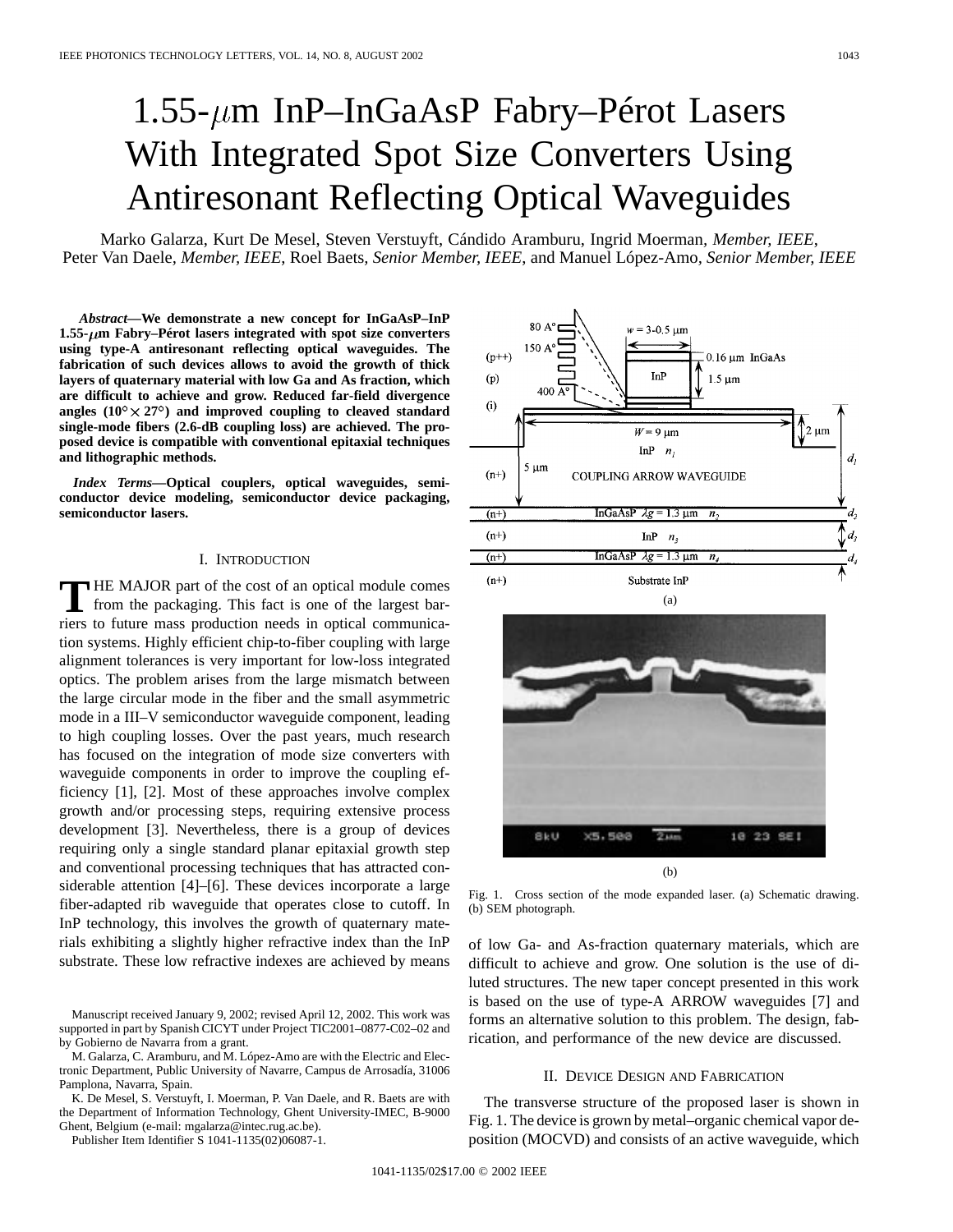# 1.55-$\mu$m InP–InGaAsP Fabry–Pérot Lasers With Integrated Spot Size Converters Using Antiresonant Reflecting Optical Waveguides

Marko Galarza, Kurt De Mesel, Steven Verstuyft, Cándido Aramburu, Ingrid Moerman, *Member, IEEE*, Peter Van Daele, *Member, IEEE*, Roel Baets, *Senior Member, IEEE*, and Manuel López-Amo, *Senior Member, IEEE*

***Abstract*—We demonstrate a new concept for InGaAsP–InP 1.55-$\mu$m Fabry–Pérot lasers integrated with spot size converters using type-A antiresonant reflecting optical waveguides. The fabrication of such devices allows to avoid the growth of thick layers of quaternary material with low Ga and As fraction, which are difficult to achieve and grow. Reduced far-field divergence angles ($10° \times 27°$) and improved coupling to cleaved standard single-mode fibers (2.6-dB coupling loss) are achieved. The proposed device is compatible with conventional epitaxial techniques and lithographic methods.**

***Index Terms*—Optical couplers, optical waveguides, semiconductor device modeling, semiconductor device packaging, semiconductor lasers.**

## I. Introduction

THE MAJOR part of the cost of an optical module comes from the packaging. This fact is one of the largest barriers to future mass production needs in optical communication systems. Highly efficient chip-to-fiber coupling with large alignment tolerances is very important for low-loss integrated optics. The problem arises from the large mismatch between the large circular mode in the fiber and the small asymmetric mode in a III–V semiconductor waveguide component, leading to high coupling losses. Over the past years, much research has focused on the integration of mode size converters with waveguide components in order to improve the coupling efficiency [1], [2]. Most of these approaches involve complex growth and/or processing steps, requiring extensive process development [3]. Nevertheless, there is a group of devices requiring only a single standard planar epitaxial growth step and conventional processing techniques that has attracted considerable attention [4]–[6]. These devices incorporate a large fiber-adapted rib waveguide that operates close to cutoff. In InP technology, this involves the growth of quaternary materials exhibiting a slightly higher refractive index than the InP substrate. These low refractive indexes are achieved by means of low Ga- and As-fraction quaternary materials, which are difficult to achieve and grow. One solution is the use of diluted structures. The new taper concept presented in this work is based on the use of type-A ARROW waveguides [7] and forms an alternative solution to this problem. The design, fabrication, and performance of the new device are discussed.

Fig. 1. Cross section of the mode expanded laser. (a) Schematic drawing. (b) SEM photograph.

## II. Device Design and Fabrication

The transverse structure of the proposed laser is shown in Fig. 1. The device is grown by metal–organic chemical vapor deposition (MOCVD) and consists of an active waveguide, which

---

Manuscript received January 9, 2002; revised April 12, 2002. This work was supported in part by Spanish CICYT under Project TIC2001–0877-C02–02 and by Gobierno de Navarra from a grant.

M. Galarza, C. Aramburu, and M. López-Amo are with the Electric and Electronic Department, Public University of Navarre, Campus de Arrosadía, 31006 Pamplona, Navarra, Spain.

K. De Mesel, S. Verstuyft, I. Moerman, P. Van Daele, and R. Baets are with the Department of Information Technology, Ghent University-IMEC, B-9000 Ghent, Belgium (e-mail: mgalarza@intec.rug.ac.be).

Publisher Item Identifier S 1041-1135(02)06087-1.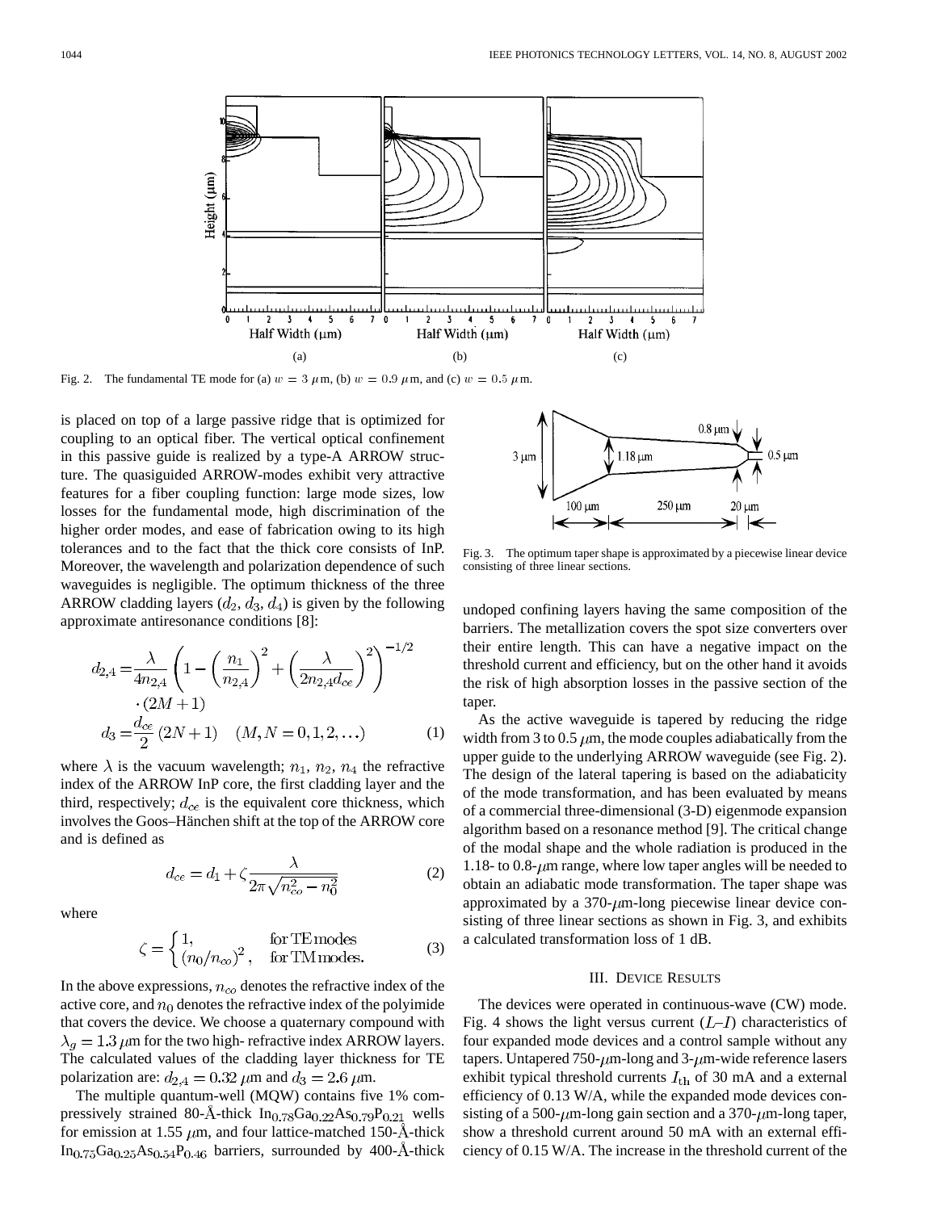Height (μm)

Half Width (μm)

Half Width (μm)

Half Width (μm)

(a)

(b)

(c)

Fig. 2. The fundamental TE mode for (a) $w = 3\ \mu$m, (b) $w = 0.9\ \mu$m, and (c) $w = 0.5\ \mu$m.

is placed on top of a large passive ridge that is optimized for coupling to an optical fiber. The vertical optical confinement in this passive guide is realized by a type-A ARROW structure. The quasiguided ARROW-modes exhibit very attractive features for a fiber coupling function: large mode sizes, low losses for the fundamental mode, high discrimination of the higher order modes, and ease of fabrication owing to its high tolerances and to the fact that the thick core consists of InP. Moreover, the wavelength and polarization dependence of such waveguides is negligible. The optimum thickness of the three ARROW cladding layers ($d_2$, $d_3$, $d_4$) is given by the following approximate antiresonance conditions [8]:

$$d_{2,4} = \frac{\lambda}{4n_{2,4}} \left(1 - \left(\frac{n_1}{n_{2,4}}\right)^2 + \left(\frac{\lambda}{2n_{2,4}d_{ce}}\right)^2\right)^{-1/2} \cdot (2M+1)$$

$$d_3 = \frac{d_{ce}}{2}(2N+1) \quad (M, N = 0, 1, 2, \ldots) \tag{1}$$

where $\lambda$ is the vacuum wavelength; $n_1$, $n_2$, $n_4$ the refractive index of the ARROW InP core, the first cladding layer and the third, respectively; $d_{ce}$ is the equivalent core thickness, which involves the Goos–Hänchen shift at the top of the ARROW core and is defined as

$$d_{ce} = d_1 + \zeta \frac{\lambda}{2\pi\sqrt{n_{co}^2 - n_0^2}} \tag{2}$$

where

$$\zeta = \begin{cases} 1, & \text{for TE modes} \\ (n_0/n_{co})^2, & \text{for TM modes.} \end{cases} \tag{3}$$

In the above expressions, $n_{co}$ denotes the refractive index of the active core, and $n_0$ denotes the refractive index of the polyimide that covers the device. We choose a quaternary compound with $\lambda_g = 1.3\ \mu$m for the two high- refractive index ARROW layers. The calculated values of the cladding layer thickness for TE polarization are: $d_{2,4} = 0.32\ \mu$m and $d_3 = 2.6\ \mu$m.

The multiple quantum-well (MQW) contains five 1% compressively strained 80-Å-thick $In_{0.78}Ga_{0.22}As_{0.79}P_{0.21}$ wells for emission at 1.55 $\mu$m, and four lattice-matched 150-Å-thick $In_{0.75}Ga_{0.25}As_{0.54}P_{0.46}$ barriers, surrounded by 400-Å-thick undoped confining layers having the same composition of the barriers. The metallization covers the spot size converters over their entire length. This can have a negative impact on the threshold current and efficiency, but on the other hand it avoids the risk of high absorption losses in the passive section of the taper.

3 μm

1.18 μm

0.8 μm

0.5 μm

100 μm

250 μm

20 μm

Fig. 3. The optimum taper shape is approximated by a piecewise linear device consisting of three linear sections.

As the active waveguide is tapered by reducing the ridge width from 3 to 0.5 $\mu$m, the mode couples adiabatically from the upper guide to the underlying ARROW waveguide (see Fig. 2). The design of the lateral tapering is based on the adiabaticity of the mode transformation, and has been evaluated by means of a commercial three-dimensional (3-D) eigenmode expansion algorithm based on a resonance method [9]. The critical change of the modal shape and the whole radiation is produced in the 1.18- to 0.8-$\mu$m range, where low taper angles will be needed to obtain an adiabatic mode transformation. The taper shape was approximated by a 370-$\mu$m-long piecewise linear device consisting of three linear sections as shown in Fig. 3, and exhibits a calculated transformation loss of 1 dB.

## III. Device Results

The devices were operated in continuous-wave (CW) mode. Fig. 4 shows the light versus current ($L$–$I$) characteristics of four expanded mode devices and a control sample without any tapers. Untapered 750-$\mu$m-long and 3-$\mu$m-wide reference lasers exhibit typical threshold currents $I_{\text{th}}$ of 30 mA and a external efficiency of 0.13 W/A, while the expanded mode devices consisting of a 500-$\mu$m-long gain section and a 370-$\mu$m-long taper, show a threshold current around 50 mA with an external efficiency of 0.15 W/A. The increase in the threshold current of the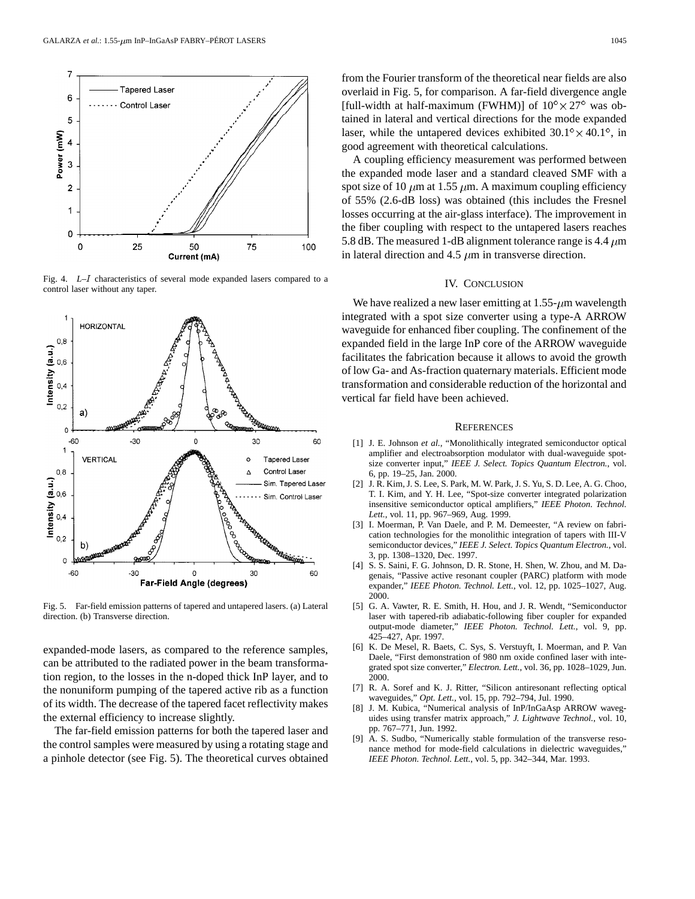7
6
5
4
3
2
1
0
0
25
50
75
100
Power (mW)
Current (mA)
Tapered Laser
Control Laser

Fig. 4. *L–I* characteristics of several mode expanded lasers compared to a control laser without any taper.

HORIZONTAL
a)
Intensity (a.u.)
1
0,8
0,6
0,4
0,2
0
-60
-30
0
30
60

VERTICAL
b)
Intensity (a.u.)
1
0,8
0,6
0,4
0,2
0
-60
-30
0
30
60
Far-Field Angle (degrees)
Tapered Laser
Control Laser
Sim. Tapered Laser
Sim. Control Laser

Fig. 5. Far-field emission patterns of tapered and untapered lasers. (a) Lateral direction. (b) Transverse direction.

expanded-mode lasers, as compared to the reference samples, can be attributed to the radiated power in the beam transformation region, to the losses in the n-doped thick InP layer, and to the nonuniform pumping of the tapered active rib as a function of its width. The decrease of the tapered facet reflectivity makes the external efficiency to increase slightly.

The far-field emission patterns for both the tapered laser and the control samples were measured by using a rotating stage and a pinhole detector (see Fig. 5). The theoretical curves obtained from the Fourier transform of the theoretical near fields are also overlaid in Fig. 5, for comparison. A far-field divergence angle [full-width at half-maximum (FWHM)] of $10^{\circ} \times 27^{\circ}$ was obtained in lateral and vertical directions for the mode expanded laser, while the untapered devices exhibited $30.1^{\circ} \times 40.1^{\circ}$, in good agreement with theoretical calculations.

A coupling efficiency measurement was performed between the expanded mode laser and a standard cleaved SMF with a spot size of 10 $\mu$m at 1.55 $\mu$m. A maximum coupling efficiency of 55% (2.6-dB loss) was obtained (this includes the Fresnel losses occurring at the air-glass interface). The improvement in the fiber coupling with respect to the untapered lasers reaches 5.8 dB. The measured 1-dB alignment tolerance range is 4.4 $\mu$m in lateral direction and 4.5 $\mu$m in transverse direction.

## IV. Conclusion

We have realized a new laser emitting at 1.55-$\mu$m wavelength integrated with a spot size converter using a type-A ARROW waveguide for enhanced fiber coupling. The confinement of the expanded field in the large InP core of the ARROW waveguide facilitates the fabrication because it allows to avoid the growth of low Ga- and As-fraction quaternary materials. Efficient mode transformation and considerable reduction of the horizontal and vertical far field have been achieved.

## References

[1] J. E. Johnson *et al.*, "Monolithically integrated semiconductor optical amplifier and electroabsorption modulator with dual-waveguide spot-size converter input," *IEEE J. Select. Topics Quantum Electron.*, vol. 6, pp. 19–25, Jan. 2000.

[2] J. R. Kim, J. S. Lee, S. Park, M. W. Park, J. S. Yu, S. D. Lee, A. G. Choo, T. I. Kim, and Y. H. Lee, "Spot-size converter integrated polarization insensitive semiconductor optical amplifiers," *IEEE Photon. Technol. Lett.*, vol. 11, pp. 967–969, Aug. 1999.

[3] I. Moerman, P. Van Daele, and P. M. Demeester, "A review on fabrication technologies for the monolithic integration of tapers with III-V semiconductor devices," *IEEE J. Select. Topics Quantum Electron.*, vol. 3, pp. 1308–1320, Dec. 1997.

[4] S. S. Saini, F. G. Johnson, D. R. Stone, H. Shen, W. Zhou, and M. Dagenais, "Passive active resonant coupler (PARC) platform with mode expander," *IEEE Photon. Technol. Lett.*, vol. 12, pp. 1025–1027, Aug. 2000.

[5] G. A. Vawter, R. E. Smith, H. Hou, and J. R. Wendt, "Semiconductor laser with tapered-rib adiabatic-following fiber coupler for expanded output-mode diameter," *IEEE Photon. Technol. Lett.*, vol. 9, pp. 425–427, Apr. 1997.

[6] K. De Mesel, R. Baets, C. Sys, S. Verstuyft, I. Moerman, and P. Van Daele, "First demonstration of 980 nm oxide confined laser with integrated spot size converter," *Electron. Lett.*, vol. 36, pp. 1028–1029, Jun. 2000.

[7] R. A. Soref and K. J. Ritter, "Silicon antiresonant reflecting optical waveguides," *Opt. Lett.*, vol. 15, pp. 792–794, Jul. 1990.

[8] J. M. Kubica, "Numerical analysis of InP/InGaAsp ARROW waveguides using transfer matrix approach," *J. Lightwave Technol.*, vol. 10, pp. 767–771, Jun. 1992.

[9] A. S. Sudbo, "Numerically stable formulation of the transverse resonance method for mode-field calculations in dielectric waveguides," *IEEE Photon. Technol. Lett.*, vol. 5, pp. 342–344, Mar. 1993.